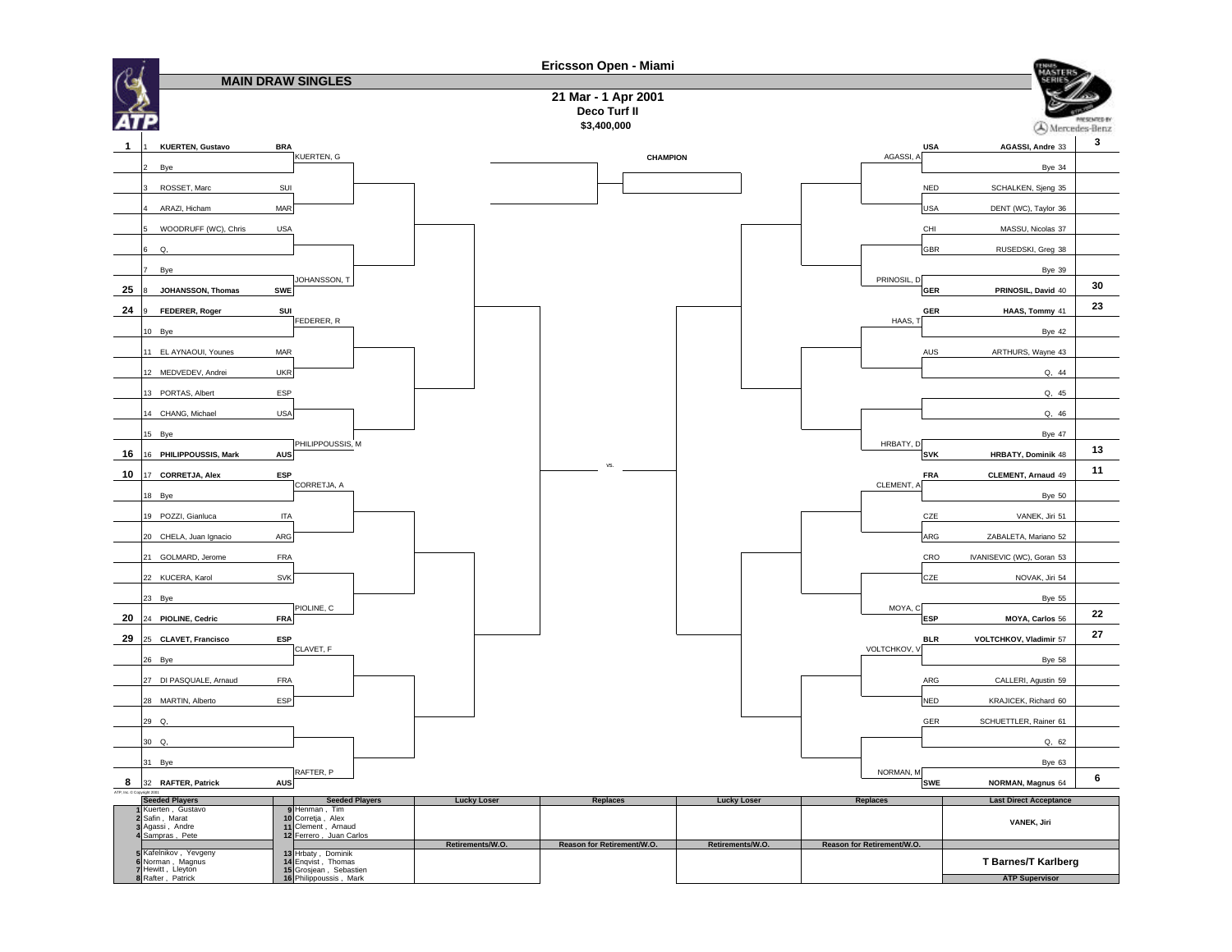# Ericsson Open - Miami

## MAIN DRAW SINGLES

**21 Mar - 1 Apr 2001**
**Deco Turf II**
**$3,400,000**

### Top Half

| Seed | # | Player | Nat | Round 2 |
|---|---|---|---|---|
| 1 | 1 | **KUERTEN, Gustavo** | **BRA** | KUERTEN, G |
| | 2 | Bye | | |
| | 3 | ROSSET, Marc | SUI | |
| | 4 | ARAZI, Hicham | MAR | |
| | 5 | WOODRUFF (WC), Chris | USA | |
| | 6 | Q, | | |
| | 7 | Bye | | |
| 25 | 8 | **JOHANSSON, Thomas** | **SWE** | JOHANSSON, T |
| 24 | 9 | **FEDERER, Roger** | **SUI** | FEDERER, R |
| | 10 | Bye | | |
| | 11 | EL AYNAOUI, Younes | MAR | |
| | 12 | MEDVEDEV, Andrei | UKR | |
| | 13 | PORTAS, Albert | ESP | |
| | 14 | CHANG, Michael | USA | |
| | 15 | Bye | | |
| 16 | 16 | **PHILIPPOUSSIS, Mark** | **AUS** | PHILIPPOUSSIS, M |
| 10 | 17 | **CORRETJA, Alex** | **ESP** | CORRETJA, A |
| | 18 | Bye | | |
| | 19 | POZZI, Gianluca | ITA | |
| | 20 | CHELA, Juan Ignacio | ARG | |
| | 21 | GOLMARD, Jerome | FRA | |
| | 22 | KUCERA, Karol | SVK | |
| | 23 | Bye | | |
| 20 | 24 | **PIOLINE, Cedric** | **FRA** | PIOLINE, C |
| 29 | 25 | **CLAVET, Francisco** | **ESP** | CLAVET, F |
| | 26 | Bye | | |
| | 27 | DI PASQUALE, Arnaud | FRA | |
| | 28 | MARTIN, Alberto | ESP | |
| | 29 | Q, | | |
| | 30 | Q, | | |
| | 31 | Bye | | |
| 8 | 32 | **RAFTER, Patrick** | **AUS** | RAFTER, P |

### Bottom Half

| Round 2 | Nat | Player | # | Seed |
|---|---|---|---|---|
| AGASSI, A | **USA** | **AGASSI, Andre** | 33 | 3 |
| | | Bye | 34 | |
| | NED | SCHALKEN, Sjeng | 35 | |
| | USA | DENT (WC), Taylor | 36 | |
| | CHI | MASSU, Nicolas | 37 | |
| | GBR | RUSEDSKI, Greg | 38 | |
| | | Bye | 39 | |
| PRINOSIL, D | **GER** | **PRINOSIL, David** | 40 | 30 |
| HAAS, T | **GER** | **HAAS, Tommy** | 41 | 23 |
| | | Bye | 42 | |
| | AUS | ARTHURS, Wayne | 43 | |
| | | Q, | 44 | |
| | | Q, | 45 | |
| | | Q, | 46 | |
| | | Bye | 47 | |
| HRBATY, D | **SVK** | **HRBATY, Dominik** | 48 | 13 |
| CLEMENT, A | **FRA** | **CLEMENT, Arnaud** | 49 | 11 |
| | | Bye | 50 | |
| | CZE | VANEK, Jiri | 51 | |
| | ARG | ZABALETA, Mariano | 52 | |
| | CRO | IVANISEVIC (WC), Goran | 53 | |
| | CZE | NOVAK, Jiri | 54 | |
| | | Bye | 55 | |
| MOYA, C | **ESP** | **MOYA, Carlos** | 56 | 22 |
| VOLTCHKOV, V | **BLR** | **VOLTCHKOV, Vladimir** | 57 | 27 |
| | | Bye | 58 | |
| | ARG | CALLERI, Agustin | 59 | |
| | NED | KRAJICEK, Richard | 60 | |
| | GER | SCHUETTLER, Rainer | 61 | |
| | | Q, | 62 | |
| | | Bye | 63 | |
| NORMAN, M | **SWE** | **NORMAN, Magnus** | 64 | 6 |

**CHAMPION**

vs.

ATP, Inc. © Copyright 2001

| Seeded Players | Seeded Players | Lucky Loser | Replaces | Lucky Loser | Replaces | Last Direct Acceptance |
|---|---|---|---|---|---|---|
| 1 Kuerten , Gustavo | 9 Henman , Tim | | | | | |
| 2 Safin , Marat | 10 Corretja , Alex | | | | | VANEK, Jiri |
| 3 Agassi , Andre | 11 Clement , Arnaud | | | | | |
| 4 Sampras , Pete | 12 Ferrero , Juan Carlos | | | | | |
| | | **Retirements/W.O.** | **Reason for Retirement/W.O.** | **Retirements/W.O.** | **Reason for Retirement/W.O.** | |
| 5 Kafelnikov , Yevgeny | 13 Hrbaty , Dominik | | | | | |
| 6 Norman , Magnus | 14 Enqvist , Thomas | | | | | **T Barnes/T Karlberg** |
| 7 Hewitt , Lleyton | 15 Grosjean , Sebastien | | | | | |
| 8 Rafter , Patrick | 16 Philippoussis , Mark | | | | | **ATP Supervisor** |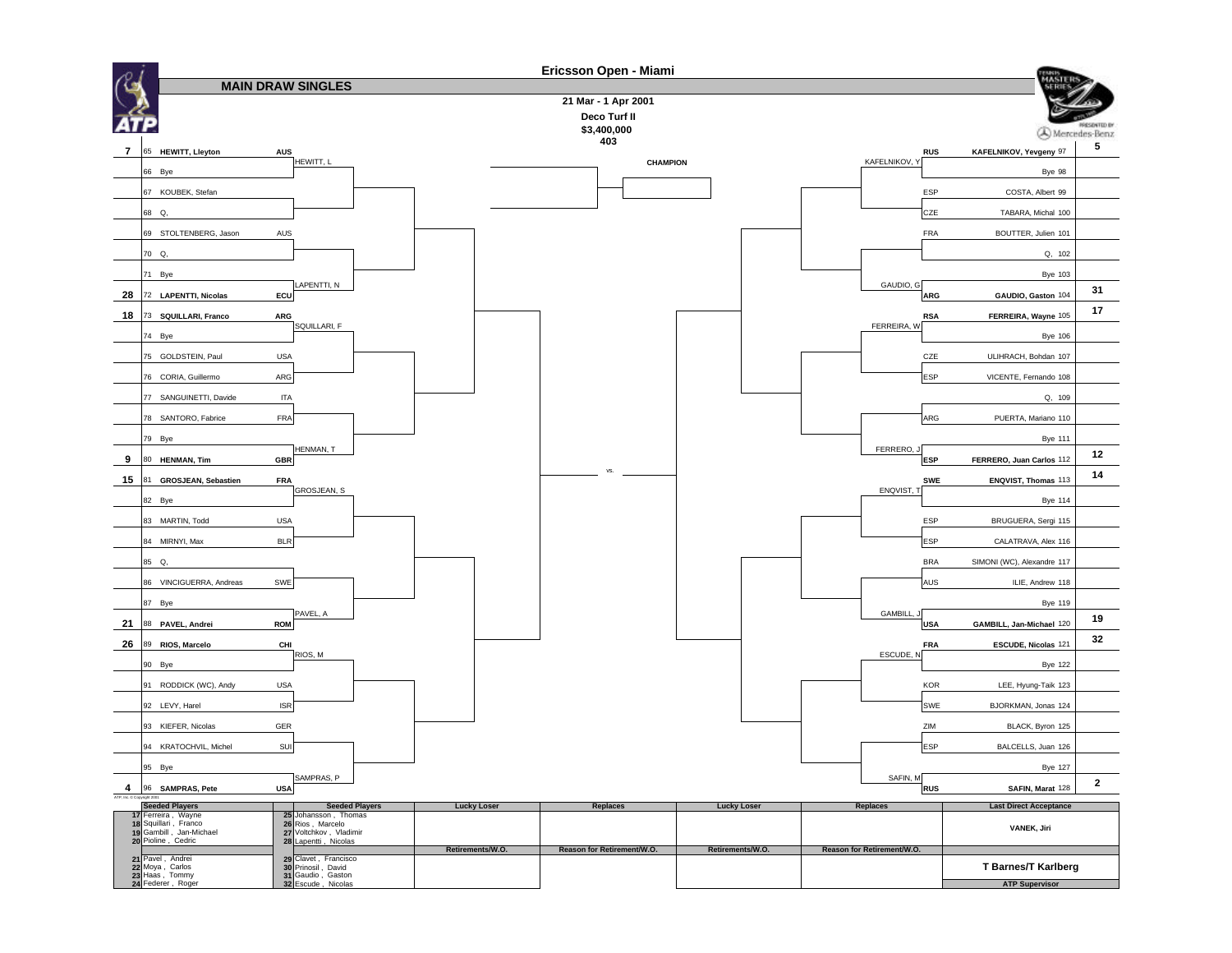# Ericsson Open - Miami

## MAIN DRAW SINGLES

21 Mar - 1 Apr 2001
Deco Turf II
$3,400,000
403

| Seed | No. | Player | Nat | Round 2 |
|---|---|---|---|---|
| 7 | 65 | **HEWITT, Lleyton** | **AUS** | HEWITT, L |
| | 66 | Bye | | |
| | 67 | KOUBEK, Stefan | | |
| | 68 | Q, | | |
| | 69 | STOLTENBERG, Jason | AUS | |
| | 70 | Q, | | |
| | 71 | Bye | | LAPENTTI, N |
| 28 | 72 | **LAPENTTI, Nicolas** | **ECU** | |
| 18 | 73 | **SQUILLARI, Franco** | **ARG** | SQUILLARI, F |
| | 74 | Bye | | |
| | 75 | GOLDSTEIN, Paul | USA | |
| | 76 | CORIA, Guillermo | ARG | |
| | 77 | SANGUINETTI, Davide | ITA | |
| | 78 | SANTORO, Fabrice | FRA | |
| | 79 | Bye | | HENMAN, T |
| 9 | 80 | **HENMAN, Tim** | **GBR** | |
| 15 | 81 | **GROSJEAN, Sebastien** | **FRA** | GROSJEAN, S |
| | 82 | Bye | | |
| | 83 | MARTIN, Todd | USA | |
| | 84 | MIRNYI, Max | BLR | |
| | 85 | Q, | | |
| | 86 | VINCIGUERRA, Andreas | SWE | |
| | 87 | Bye | | PAVEL, A |
| 21 | 88 | **PAVEL, Andrei** | **ROM** | |
| 26 | 89 | **RIOS, Marcelo** | **CHI** | RIOS, M |
| | 90 | Bye | | |
| | 91 | RODDICK (WC), Andy | USA | |
| | 92 | LEVY, Harel | ISR | |
| | 93 | KIEFER, Nicolas | GER | |
| | 94 | KRATOCHVIL, Michel | SUI | |
| | 95 | Bye | | SAMPRAS, P |
| 4 | 96 | **SAMPRAS, Pete** | **USA** | |

CHAMPION

vs.

| Round 2 | Nat | Player | No. | Seed |
|---|---|---|---|---|
| KAFELNIKOV, Y | **RUS** | **KAFELNIKOV, Yevgeny** | 97 | 5 |
| | | Bye | 98 | |
| | ESP | COSTA, Albert | 99 | |
| | CZE | TABARA, Michal | 100 | |
| | FRA | BOUTTER, Julien | 101 | |
| | | Q, | 102 | |
| GAUDIO, G | | Bye | 103 | |
| | **ARG** | **GAUDIO, Gaston** | 104 | 31 |
| FERREIRA, W | **RSA** | **FERREIRA, Wayne** | 105 | 17 |
| | | Bye | 106 | |
| | CZE | ULIHRACH, Bohdan | 107 | |
| | ESP | VICENTE, Fernando | 108 | |
| | | Q, | 109 | |
| | ARG | PUERTA, Mariano | 110 | |
| FERRERO, J | | Bye | 111 | |
| | **ESP** | **FERRERO, Juan Carlos** | 112 | 12 |
| ENQVIST, T | **SWE** | **ENQVIST, Thomas** | 113 | 14 |
| | | Bye | 114 | |
| | ESP | BRUGUERA, Sergi | 115 | |
| | ESP | CALATRAVA, Alex | 116 | |
| | BRA | SIMONI (WC), Alexandre | 117 | |
| | AUS | ILIE, Andrew | 118 | |
| GAMBILL, J | | Bye | 119 | |
| | **USA** | **GAMBILL, Jan-Michael** | 120 | 19 |
| ESCUDE, N | **FRA** | **ESCUDE, Nicolas** | 121 | 32 |
| | | Bye | 122 | |
| | KOR | LEE, Hyung-Taik | 123 | |
| | SWE | BJORKMAN, Jonas | 124 | |
| | ZIM | BLACK, Byron | 125 | |
| | ESP | BALCELLS, Juan | 126 | |
| SAFIN, M | | Bye | 127 | |
| | **RUS** | **SAFIN, Marat** | 128 | 2 |

ATP, Inc. © Copyright 2001

| Seeded Players | Seeded Players | Lucky Loser | Replaces | Lucky Loser | Replaces | Last Direct Acceptance |
|---|---|---|---|---|---|---|
| 17 Ferreira , Wayne<br>18 Squillari , Franco<br>19 Gambill , Jan-Michael<br>20 Pioline , Cedric | 25 Johansson , Thomas<br>26 Rios , Marcelo<br>27 Voltchkov , Vladimir<br>28 Lapentti , Nicolas | | | | | VANEK, Jiri |
| | | **Retirements/W.O.** | **Reason for Retirement/W.O.** | **Retirements/W.O.** | **Reason for Retirement/W.O.** | |
| 21 Pavel , Andrei<br>22 Moya , Carlos<br>23 Haas , Tommy<br>24 Federer , Roger | 29 Clavet , Francisco<br>30 Prinosil , David<br>31 Gaudio , Gaston<br>32 Escude , Nicolas | | | | | **T Barnes/T Karlberg**<br>**ATP Supervisor** |